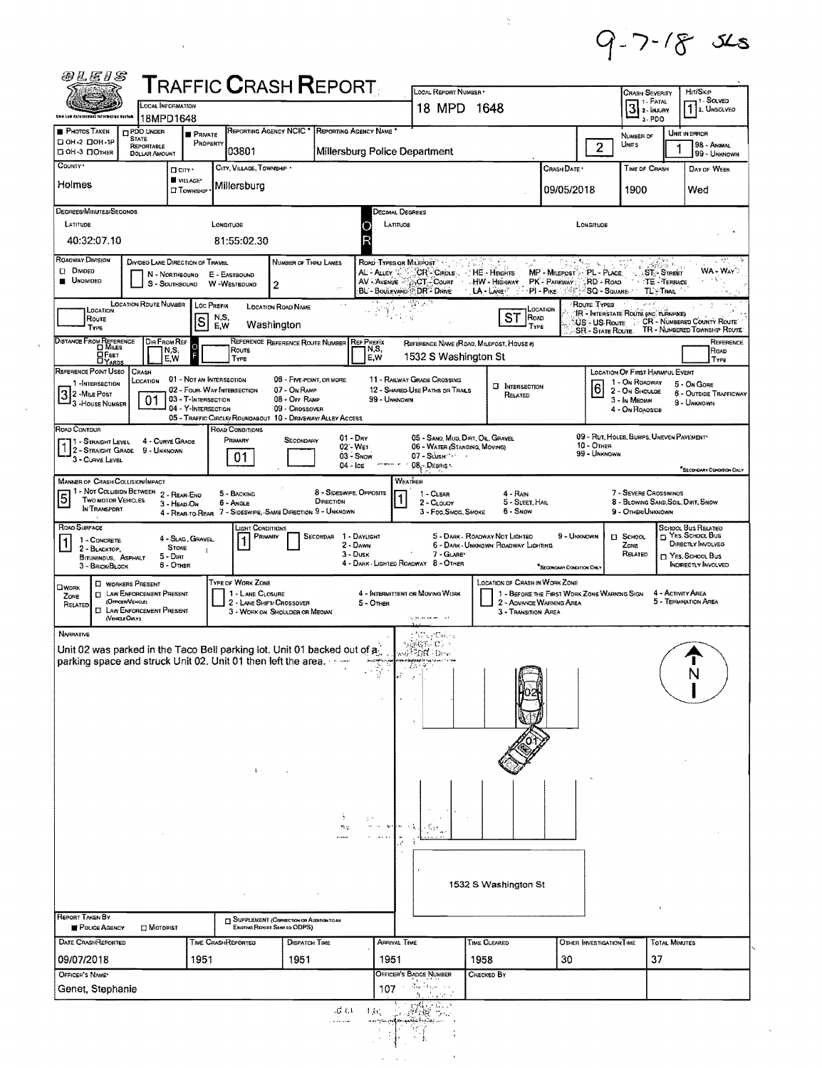9-7-18 SLS

# OLEIS TRAFFIC CRASH REPORT

| Field | Value |
|---|---|
| Local Information | 18MPD1648 |
| Local Report Number | 18 MPD 1648 |
| Crash Severity | 3 (1 - Fatal, 2 - Injury, 3 - PDO) |
| Hit/Skip | 1 (1 - Solved, 2 - Unsolved) |
| Photos Taken | ☐ OH-2 ☐ OH-1P ☐ OH-3 ☐ Other |
| PDO Under State Reportable Dollar Amount | ☐ |
| Private Property | ■ |
| Reporting Agency NCIC | 03801 |
| Reporting Agency Name | Millersburg Police Department |
| Number of Units | 2 |
| Unit in Error | 1 (98 - Animal, 99 - Unknown) |
| County | Holmes |
| City, Village, Township | ■ Village: Millersburg |
| Crash Date | 09/05/2018 |
| Time of Crash | 1900 |
| Day of Week | Wed |

## Location

| Field | Value |
|---|---|
| Degrees/Minutes/Seconds Latitude | 40:32:07.10 |
| Longitude | 81:55:02.30 |
| Decimal Degrees Latitude | |
| Decimal Degrees Longitude | |
| Roadway Division | ■ Undivided |
| Divided Lane Direction of Travel | |
| Number of Thru Lanes | 2 |
| Location Route Number | |
| Loc Prefix | S |
| Location Road Name | Washington |
| Location Road Type | ST |
| Distance From Reference | |
| Dir From Ref | |
| Reference Route Number | |
| Ref Prefix | |
| Reference Name (Road, Milepost, House #) | 1532 S Washington St |
| Reference Point Used | 3 (1 - Intersection, 2 - Mile Post, 3 - House Number) |
| Crash Location | 01 - Not an Intersection |
| Intersection Related | ☐ |
| Location of First Harmful Event | 6 - Outside Trafficway |

Road Types or Milepost: AL - Alley, AV - Avenue, BL - Boulevard, CR - Circle, CT - Court, DR - Drive, HE - Heights, HW - Highway, LA - Lane, MP - Milepost, PK - Parkway, PI - Pike, PL - Place, RD - Road, SQ - Square, ST - Street, TE - Terrace, TL - Trail, WA - Way

Route Types: IR - Interstate Route (inc. turnpike), US - US Route, SR - State Route, CR - Numbered County Route, TR - Numbered Township Route

Crash Location codes: 01 - Not an Intersection, 02 - Four-Way Intersection, 03 - T-Intersection, 04 - Y-Intersection, 05 - Traffic Circle/Roundabout, 06 - Five-Point, or More, 07 - On Ramp, 08 - Off Ramp, 09 - Crossover, 10 - Driveway/Alley Access, 11 - Railway Grade Crossing, 12 - Shared-Use Paths or Trails, 99 - Unknown

## Conditions

| Field | Value |
|---|---|
| Road Contour | 1 - Straight Level |
| Road Conditions Primary | 01 - Dry |
| Road Conditions Secondary | |
| Manner of Crash Collision/Impact | 5 - Backing |
| Weather | 1 - Clear |
| Road Surface | 1 - Concrete |
| Light Conditions Primary | 1 - Daylight |
| Light Conditions Secondary | |
| School Zone Related | ☐ |
| School Bus Related | ☐ |
| Work Zone Related | ☐ |

## Narrative

Unit 02 was parked in the Taco Bell parking lot. Unit 01 backed out of a parking space and struck Unit 02. Unit 01 then left the area.

(Diagram labels: 02, 01, N, 1532 S Washington St)

## Report Information

| Field | Value |
|---|---|
| Report Taken By | ■ Police Agency ☐ Motorist |
| Supplement | ☐ |
| Date Crash Reported | 09/07/2018 |
| Time Crash Reported | 1951 |
| Dispatch Time | 1951 |
| Arrival Time | 1951 |
| Time Cleared | 1958 |
| Other Investigation Time | 30 |
| Total Minutes | 37 |
| Officer's Name | Genet, Stephanie |
| Officer's Badge Number | 107 |
| Checked By | |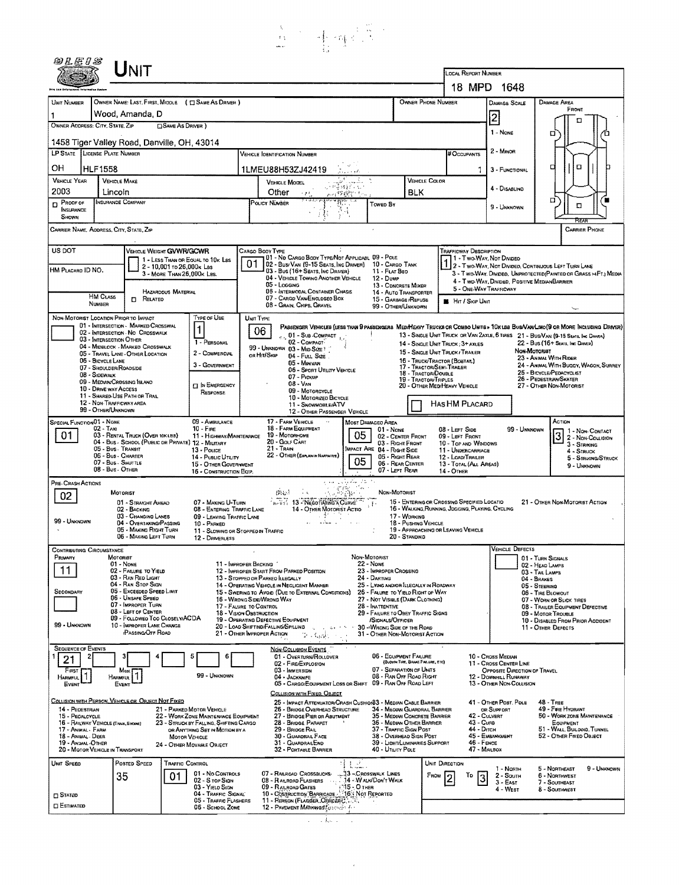# UNIT

**LOCAL REPORT NUMBER:** 18 MPD 1648

| UNIT NUMBER | OWNER NAME: LAST, FIRST, MIDDLE ( ☐ SAME AS DRIVER ) | OWNER PHONE NUMBER | DAMAGE SCALE | DAMAGE AREA |
|---|---|---|---|---|
| 1 | Wood, Amanda, D | | 2 | FRONT |

OWNER ADDRESS: CITY, STATE, ZIP ☐ SAME AS DRIVER )

1458 Tiger Valley Road, Danville, OH, 43014

| LP STATE | LICENSE PLATE NUMBER | VEHICLE IDENTIFICATION NUMBER | # OCCUPANTS |
|---|---|---|---|
| OH | HLF1558 | 1LMEU88H53ZJ42419 | 1 |

| VEHICLE YEAR | VEHICLE MAKE | VEHICLE MODEL | VEHICLE COLOR |
|---|---|---|---|
| 2003 | Lincoln | Other | BLK |

☐ PROOF OF INSURANCE SHOWN | INSURANCE COMPANY | POLICY NUMBER | TOWED BY

Damage Scale: 1 - NONE, 2 - MINOR, 3 - FUNCTIONAL, 4 - DISABLING, 9 - UNKNOWN

CARRIER NAME, ADDRESS, CITY, STATE, ZIP | CARRIER PHONE

US DOT | HM PLACARD ID NO. | HM CLASS NUMBER | ☐ RELATED

VEHICLE WEIGHT GVWR/GCWR: 1 - LESS THAN OR EQUAL TO 10K LBS; 2 - 10,001 TO 26,000K LBS; 3 - MORE THAN 26,000K LBS.

HAZARDOUS MATERIAL

CARGO BODY TYPE: 01

01 - NO CARGO BODY TYPE/NOT APPLICABL; 02 - BUS/VAN (9-15 SEATS, INC DRIVER); 03 - BUS (16+ SEATS, INC DRIVER); 04 - VEHICLE TOWING ANOTHER VEHICLE; 05 - LOGGING; 06 - INTERMODAL CONTAINER CHASIS; 07 - CARGO VAN/ENCLOSED BOX; 08 - GRAIN, CHIPS, GRAVEL; 09 - POLE; 10 - CARGO TANK; 11 - FLAT BED; 12 - DUMP; 13 - CONCRETE MIXER; 14 - AUTO TRANSPORTER; 15 - GARBAGE/REFUSE; 99 - OTHER/UNKNOWN

TRAFFICWAY DESCRIPTION: 1

1 - TWO-WAY, NOT DIVIDED; 2 - TWO-WAY, NOT DIVIDED, CONTINUOUS LEFT TURN LANE; 3 - TWO-WAY, DIVIDED, UNPROTECTED(PAINTED OR GRASS >4FT.) MEDIA; 4 - TWO-WAY, DIVIDED, POSITIVE MEDIANBARRIER; 5 - ONE-WAY TRAFFICWAY

■ HIT / SKIP UNIT

NON-MOTORIST LOCATION PRIOR TO IMPACT: 01 - INTERSECTION - MARKED CROSSWAL; 02 - INTERSECTION - NO CROSSWALK; 03 - INTERSECTION OTHER; 04 - MIDBLOCK - MARKED CROSSWALK; 05 - TRAVEL LANE - OTHER LOCATION; 06 - BICYCLE LANE; 07 - SHOULDER/ROADSIDE; 08 - SIDEWALK; 09 - MEDIAN/CROSSING ISLAND; 10 - DRIVE WAY ACCESS; 11 - SHARED-USE PATH OR TRAIL; 12 - NON-TRAFFICWAY AREA; 99 - OTHER/UNKNOWN

TYPE OF USE: 1

1 - PERSONAL; 2 - COMMERCIAL; 3 - GOVERNMENT; ☐ IN EMERGENCY RESPONSE

UNIT TYPE: 06

PASSENGER VEHICLES (LESS THAN 9 PASSENGERS): 01 - SUB-COMPACT; 02 - COMPACT; 99 - UNKNOWN 03 - MID SIZE; OR HIT/SKIP 04 - FULL SIZE; 05 - MINIVAN; 06 - SPORT UTILITY VEHICLE; 07 - PICKUP; 08 - VAN; 09 - MOTORCYCLE; 10 - MOTORIZED BICYCLE; 11 - SNOWMOBILE/ATV; 12 - OTHER PASSENGER VEHICLE

MED/HEAVY TRUCKS OR COMBO UNITS > 10K LBS BUS/VAN/LIMO(9 OR MORE INCLUDING DRIVER): 13 - SINGLE UNIT TRUCK OR VAN 2AXLE, 6 TIRES; 14 - SINGLE UNIT TRUCK: 3+ AXLES; 15 - SINGLE UNIT TRUCK / TRAILER; 16 - TRUCK/TRACTOR (BOBTAIL); 17 - TRACTOR/SEMI-TRAILER; 18 - TRACTOR/DOUBLE; 19 - TRACTOR/TRIPLES; 20 - OTHER MED/HEAVY VEHICLE; 21 - BUS/VAN (9-15 SEATS, INC DRIVER); 22 - BUS (16+ SEATS, INC DRIVER)

NON-MOTORIST: 23 - ANIMAL WITH RIDER; 24 - ANIMAL WITH BUGGY, WAGON, SURREY; 25 - BICYCLE/PEDACYCLIST; 26 - PEDESTRIAN/SKATER; 27 - OTHER NON-MOTORIST

☐ HAS HM PLACARD

SPECIAL FUNCTION: 01

01 - NONE; 02 - TAXI; 03 - RENTAL TRUCK (OVER 10K LBS); 04 - BUS - SCHOOL (PUBLIC OR PRIVATE); 05 - BUS - TRANSIT; 06 - BUS - CHARTER; 07 - BUS - SHUTTLE; 08 - BUS - OTHER; 09 - AMBULANCE; 10 - FIRE; 11 - HIGHWAY/MAINTENANCE; 12 - MILITARY; 13 - POLICE; 14 - PUBLIC UTILITY; 15 - OTHER GOVERNMENT; 16 - CONSTRUCTION EQIP.; 17 - FARM VEHICLE; 18 - FARM EQUIPMENT; 19 - MOTORHOME; 20 - GOLF CART; 21 - TRAIN; 22 - OTHER (EXPLAIN IN NARRATIVE)

MOST DAMAGED AREA: 05

IMPACT ARE: 05

01 - NONE; 02 - CENTER FRONT; 03 - RIGHT FRONT; 04 - RIGHT SIDE; 05 - RIGHT REAR; 06 - REAR CENTER; 07 - LEFT REAR; 08 - LEFT SIDE; 09 - LEFT FRONT; 10 - TOP AND WINDOWS; 11 - UNDERCARRIAGE; 12 - LOAD/TRAILER; 13 - TOTAL (ALL AREAS); 14 - OTHER; 99 - UNKNOWN

ACTION: 3

1 - NON-CONTACT; 2 - NON-COLLISION; 3 - STRIKING; 4 - STRUCK; 5 - STRIKING/STRUCK; 9 - UNKNOWN

PRE-CRASH ACTIONS: 02

MOTORIST: 01 - STRAIGHT AHEAD; 02 - BACKING; 03 - CHANGING LANES; 04 - OVERTAKING/PASSING; 05 - MAKING RIGHT TURN; 06 - MAKING LEFT TURN; 07 - MAKING U-TURN; 08 - ENTERING TRAFFIC LANE; 09 - LEAVING TRAFFIC LANE; 10 - PARKED; 11 - SLOWING OR STOPPED IN TRAFFIC; 12 - DRIVERLESS; 13 - NEGOTIATING A CURVE; 14 - OTHER MOTORIST ACTIO; 99 - UNKNOWN

NON-MOTORIST: 15 - ENTERING OR CROSSING SPECIFIED LOCATIO; 16 - WALKING, RUNNING, JOGGING, PLAYING, CYCLING; 17 - WORKING; 18 - PUSHING VEHICLE; 19 - APPROACHING OR LEAVING VEHICLE; 20 - STANDING; 21 - OTHER NON-MOTORIST ACTION

CONTRIBUTING CIRCUMSTANCE: PRIMARY 11; SECONDARY

MOTORIST: 01 - NONE; 02 - FAILURE TO YIELD; 03 - RAN RED LIGHT; 04 - RAN STOP SIGN; 05 - EXCEEDED SPEED LIMIT; 06 - UNSAFE SPEED; 07 - IMPROPER TURN; 08 - LEFT OF CENTER; 09 - FOLLOWED TOO CLOSELY/ACDA; 10 - IMPROPER LANE CHANGE /PASSING/OFF ROAD; 11 - IMPROPER BACKING; 12 - IMPROPER START FROM PARKED POSITION; 13 - STOPPED OR PARKED ILLEGALLY; 14 - OPERATING VEHICLE IN NEGLIGENT MANNER; 15 - SWERING TO AVOID (DUE TO EXTERNAL CONDITIONS); 16 - WRONG SIDE/WRONG WAY; 17 - FALURE TO CONTROL; 18 - VISION OBSTRUCTION; 19 - OPERATING DEFECTIVE EQUIPMENT; 20 - LOAD SHIFTING/FALLING/SPILLING; 21 - OTHER IMPROPER ACTION; 99 - UNKNOWN

NON-MOTORIST: 22 - NONE; 23 - IMPROPER CROSSING; 24 - DARTING; 25 - LYING AND/OR ILLEGALLY IN ROADWAY; 26 - FALURE TO YIELD RIGHT OF WAY; 27 - NOT VISIBLE (DARK CLOTHING); 28 - INATTENTIVE; 29 - FAILURE TO OBEY TRAFFIC SIGNS /SIGNALS/OFFICER; 30 - WRONG SIDE OF THE ROAD; 31 - OTHER NON-MOTORIST ACTION

VEHICLE DEFECTS: 01 - TURN SIGNALS; 02 - HEAD LAMPS; 03 - TAIL LAMPS; 04 - BRAKES; 05 - STEERING; 06 - TIRE BLOWOUT; 07 - WORN OR SLICK TIRES; 08 - TRAILER EQUIPMENT DEFECTIVE; 09 - MOTOR TROUBLE; 10 - DISABLED FROM PRIOR ACCIDENT; 11 - OTHER DEFECTS

SEQUENCE OF EVENTS: 1: 21; 2; 3; 4; 5; 6

FIRST HARMFUL EVENT: 1; MOST HARMFUL EVENT: 1; 99 - UNKNOWN

NON-COLLISION EVENTS: 01 - OVERTURN/ROLLOVER; 02 - FIRE/EXPLOSION; 03 - IMMERSION; 04 - JACKKNIFE; 05 - CARGO/EQUIPMENT LOSS OR SHIFT; 06 - EQUIPMENT FAILURE (BLOWN TIRE, BRAKE FAILURE, ETC); 07 - SEPARATION OF UNITS; 08 - RAN OFF ROAD RIGHT; 09 - RAN OFF ROAD LEFT; 10 - CROSS MEDIAN; 11 - CROSS CENTER LINE OPPOSITE DIRECTION OF TRAVEL; 12 - DOWNHILL RUNAWAY; 13 - OTHER NON-COLLISION

COLLISION WITH PERSON, VEHICLE OR OBJECT NOT FIXED: 14 - PEDESTRIAN; 15 - PEDALCYCLE; 16 - RAILWAY VEHICLE (TRAIN, ENGINE); 17 - ANIMAL - FARM; 18 - ANIMAL - DEER; 19 - ANIMAL - OTHER; 20 - MOTOR VEHICLE IN TRANSPORT; 21 - PARKED MOTOR VEHICLE; 22 - WORK ZONE MAINTENANCE EQUIPMENT; 23 - STRUCK BY FALLING, SHIFTING CARGO OR ANYTHING SET IN MOTION BY A MOTOR VEHICLE; 24 - OTHER MOVABLE OBJECT

COLLISION WITH FIXED, OBJECT: 25 - IMPACT ATTENUATOR/CRASH CUSHION; 26 - BRIDGE OVERHEAD STRUCTURE; 27 - BRIDGE PIER OR ABUTMENT; 28 - BRIDGE PARAPET; 29 - BRIDGE RAIL; 30 - GUARDRAIL FACE; 31 - GUARDRAIL END; 32 - PORTABLE BARRIER; 33 - MEDIAN CABLE BARRIER; 34 - MEDIAN GUARDRAIL BARRIER; 35 - MEDIAN CONCRETE BARRIER; 36 - MEDIAN OTHER BARRIER; 37 - TRAFFIC SIGN POST; 38 - OVERHEAD SIGN POST; 39 - LIGHT/LUMINARIES SUPPORT; 40 - UTILITY POLE; 41 - OTHER POST, POLE OR SUPPORT; 42 - CULVERT; 43 - CURB; 44 - DITCH; 45 - EMBANKMENT; 46 - FENCE; 47 - MAILBOX; 48 - TREE; 49 - FIRE HYDRANT; 50 - WORK ZONE MAINTENANCE EQUIPMENT; 51 - WALL, BUILDING, TUNNEL; 52 - OTHER FIXED OBJECT

UNIT SPEED: | POSTED SPEED: 35 | TRAFFIC CONTROL: 01

☐ STATED ☐ ESTIMATED

TRAFFIC CONTROL: 01 - NO CONTROLS; 02 - STOP SIGN; 03 - YIELD SIGN; 04 - TRAFFIC SIGNAL; 05 - TRAFFIC FLASHERS; 06 - SCHOOL ZONE; 07 - RAILROAD CROSSBUCKS; 08 - RAILROAD FLASHERS; 09 - RAILROAD GATES; 10 - COSTRUCTION BARRICADE; 11 - PERSON (FLAGGER, OFFICER); 12 - PAVEMENT MARKINGS; 13 - CROSSWALK LINES; 14 - WALK/DON'T WALK; 15 - OTHER; 16 - NOT REPORTED

UNIT DIRECTION: FROM 2 TO 3

1 - NORTH; 2 - SOUTH; 3 - EAST; 4 - WEST; 5 - NORTHEAST; 6 - NORTHWEST; 7 - SOUTHEAST; 8 - SOUTHWEST; 9 - UNKNOWN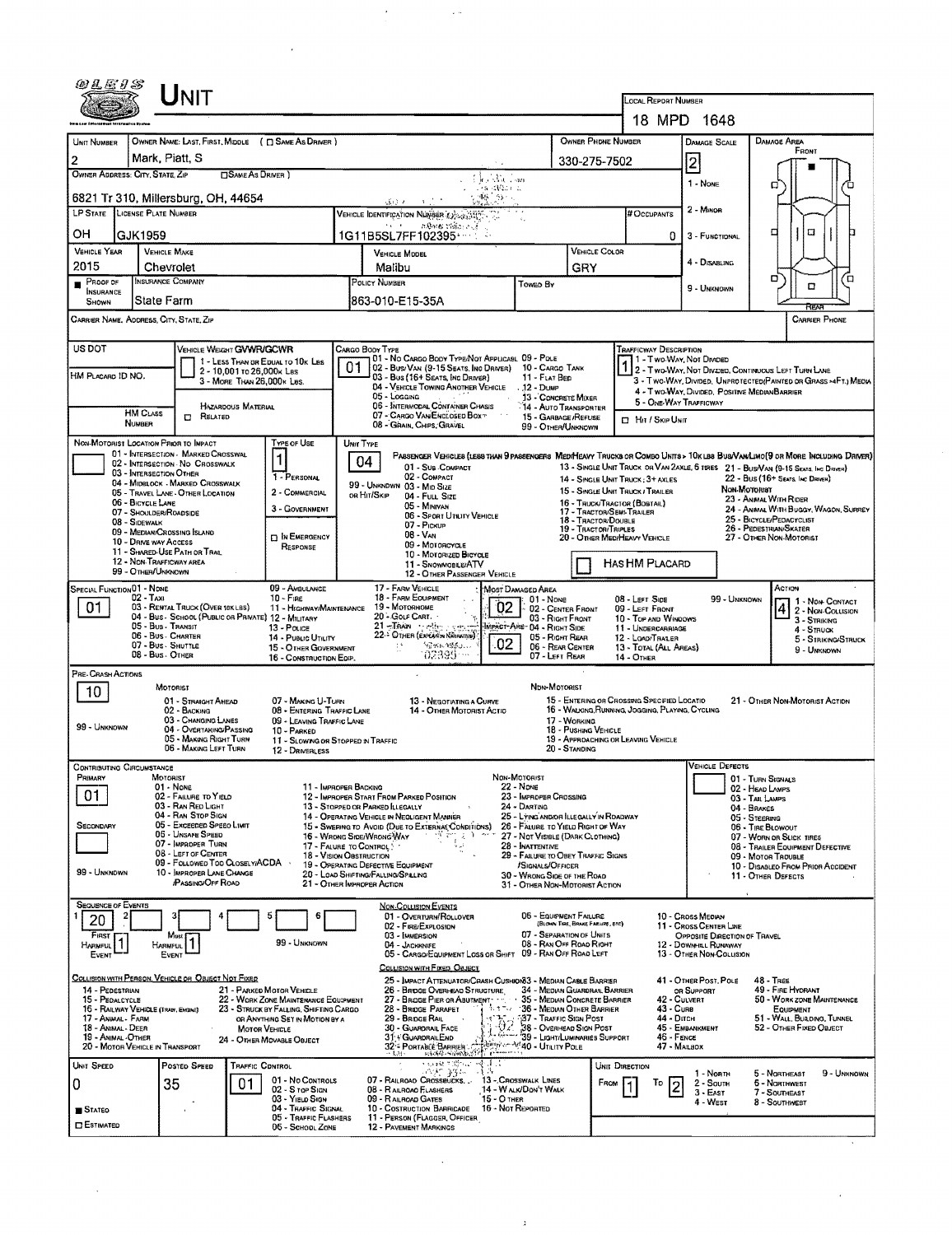# Unit

**Local Report Number:** 18 MPD 1648

| Unit Number | Owner Name: Last, First, Middle ( ☐ Same As Driver ) | Owner Phone Number | Damage Scale | Damage Area |
|---|---|---|---|---|
| 2 | Mark, Piatt, S | 330-275-7502 | 2 | Front |

**Owner Address: City, State, Zip** ☐ Same As Driver: 6821 Tr 310, Millersburg, OH, 44654

Damage Scale: 1 - None; 2 - Minor; 3 - Functional; 4 - Disabling; 9 - Unknown

| LP State | License Plate Number | Vehicle Identification Number | # Occupants |
|---|---|---|---|
| OH | GJK1959 | 1G11B5SL7FF102395 | 0 |

| Vehicle Year | Vehicle Make | Vehicle Model | Vehicle Color |
|---|---|---|---|
| 2015 | Chevrolet | Malibu | GRY |

| Proof of Insurance Shown | Insurance Company | Policy Number | Towed By |
|---|---|---|---|
| ■ | State Farm | 863-010-E15-35A | |

**Carrier Name, Address, City, State, Zip** | **Carrier Phone**

**US DOT** | **HM Placard ID No.** | **HM Class Number** | ☐ Hazardous Material Related

**Vehicle Weight GVWR/GCWR:** 1 - Less Than or Equal to 10k Lbs; 2 - 10,001 to 26,000k Lbs; 3 - More Than 26,000k Lbs.

**Cargo Body Type:** 01
01 - No Cargo Body Type/Not Applicable; 02 - Bus/Van (9-15 Seats, Inc Driver); 03 - Bus (16+ Seats, Inc Driver); 04 - Vehicle Towing Another Vehicle; 05 - Logging; 06 - Intermodal Container Chassis; 07 - Cargo Van/Enclosed Box; 08 - Grain, Chips, Gravel; 09 - Pole; 10 - Cargo Tank; 11 - Flat Bed; 12 - Dump; 13 - Concrete Mixer; 14 - Auto Transporter; 15 - Garbage/Refuse; 99 - Other/Unknown

**Trafficway Description:** 1
1 - Two-Way, Not Divided; 2 - Two-Way, Not Divided, Continuous Left Turn Lane; 3 - Two-Way, Divided, Unprotected (Painted or Grass >4Ft.) Median; 4 - Two-Way, Divided, Positive Median Barrier; 5 - One-Way Trafficway
☐ Hit / Skip Unit

**Non-Motorist Location Prior to Impact:**
01 - Intersection - Marked Crosswalk; 02 - Intersection - No Crosswalk; 03 - Intersection Other; 04 - Midblock - Marked Crosswalk; 05 - Travel Lane - Other Location; 06 - Bicycle Lane; 07 - Shoulder/Roadside; 08 - Sidewalk; 09 - Median/Crossing Island; 10 - Drive Way Access; 11 - Shared-Use Path or Trail; 12 - Non-Trafficway Area; 99 - Other/Unknown

**Type of Use:** 1
1 - Personal; 2 - Commercial; 3 - Government; ☐ In Emergency Response

**Unit Type:** 04
Passenger Vehicles (less than 9 passengers): 01 - Sub Compact; 02 - Compact; 99 - Unknown or Hit/Skip; 03 - Mid Size; 04 - Full Size; 05 - Minivan; 06 - Sport Utility Vehicle; 07 - Pickup; 08 - Van; 09 - Motorcycle; 10 - Motorized Bicycle; 11 - Snowmobile/ATV; 12 - Other Passenger Vehicle
Med/Heavy Trucks or Combo Units > 10k lbs Bus/Van/Limo (9 or More Including Driver): 13 - Single Unit Truck or Van 2axle, 6 tires; 14 - Single Unit Truck; 3+ axles; 15 - Single Unit Truck / Trailer; 16 - Truck/Tractor (Bobtail); 17 - Tractor/Semi-Trailer; 18 - Tractor/Double; 19 - Tractor/Triples; 20 - Other Med/Heavy Vehicle; 21 - Bus/Van (9-15 Seats, Inc Driver); 22 - Bus (16+ Seats, Inc Driver)
Non-Motorist: 23 - Animal With Rider; 24 - Animal With Buggy, Wagon, Surrey; 25 - Bicycle/Pedacyclist; 26 - Pedestrian/Skater; 27 - Other Non-Motorist
☐ Has HM Placard

**Special Function:** 01
01 - None; 02 - Taxi; 03 - Rental Truck (Over 10k lbs); 04 - Bus - School (Public or Private); 05 - Bus - Transit; 06 - Bus - Charter; 07 - Bus - Shuttle; 08 - Bus - Other; 09 - Ambulance; 10 - Fire; 11 - Highway/Maintenance; 12 - Military; 13 - Police; 14 - Public Utility; 15 - Other Government; 16 - Construction Eqip.; 17 - Farm Vehicle; 18 - Farm Equipment; 19 - Motorhome; 20 - Golf Cart; 21 - Train; 22 - Other (Explain in Narrative)

**Most Damaged Area:** 02 | **Impact Are:** 02
01 - None; 02 - Center Front; 03 - Right Front; 04 - Right Side; 05 - Right Rear; 06 - Rear Center; 07 - Left Rear; 08 - Left Side; 09 - Left Front; 10 - Top and Windows; 11 - Undercarriage; 12 - Load/Trailer; 13 - Total (All Areas); 14 - Other; 99 - Unknown

**Action:** 4
1 - Non-Contact; 2 - Non-Collision; 3 - Striking; 4 - Struck; 5 - Striking/Struck; 9 - Unknown

**Pre-Crash Actions:** 10
Motorist: 01 - Straight Ahead; 02 - Backing; 03 - Changing Lanes; 04 - Overtaking/Passing; 05 - Making Right Turn; 06 - Making Left Turn; 07 - Making U-Turn; 08 - Entering Traffic Lane; 09 - Leaving Traffic Lane; 10 - Parked; 11 - Slowing or Stopped in Traffic; 12 - Driverless; 13 - Negotiating a Curve; 14 - Other Motorist Actio; 99 - Unknown
Non-Motorist: 15 - Entering or Crossing Specified Locatio; 16 - Walking, Running, Jogging, Playing, Cycling; 17 - Working; 18 - Pushing Vehicle; 19 - Approaching or Leaving Vehicle; 20 - Standing; 21 - Other Non-Motorist Action

**Contributing Circumstance:** Primary: 01 | Secondary: (blank)
Motorist: 01 - None; 02 - Failure to Yield; 03 - Ran Red Light; 04 - Ran Stop Sign; 05 - Exceeded Speed Limit; 06 - Unsafe Speed; 07 - Improper Turn; 08 - Left of Center; 09 - Followed Too Closely/ACDA; 10 - Improper Lane Change /Passing/Off Road; 11 - Improper Backing; 12 - Improper Start From Parked Position; 13 - Stopped or Parked Illegally; 14 - Operating Vehicle in Negligent Manner; 15 - Swering to Avoid (Due to External Conditions); 16 - Wrong Side/Wrong Way; 17 - Falure to Control; 18 - Vision Obstruction; 19 - Operating Defective Equipment; 20 - Load Shifting/Falling/Spilling; 21 - Other Improper Action; 99 - Unknown
Non-Motorist: 22 - None; 23 - Improper Crossing; 24 - Darting; 25 - Lying and/or Illegally in Roadway; 26 - Falure to Yield Right of Way; 27 - Not Visible (Dark Clothing); 28 - Inattentive; 29 - Failure to Obey Traffic Signs /Signals/Officer; 30 - Wrong Side of the Road; 31 - Other Non-Motorist Action

**Vehicle Defects:** 01 - Turn Signals; 02 - Head Lamps; 03 - Tail Lamps; 04 - Brakes; 05 - Steering; 06 - Tire Blowout; 07 - Worn or Slick Tires; 08 - Trailer Equipment Defective; 09 - Motor Trouble; 10 - Disabled From Prior Accident; 11 - Other Defects

**Sequence of Events:** 1: 20 | 2: | 3: | 4: | 5: | 6: | First Harmful Event: 1 | Most Harmful Event: 1 | 99 - Unknown

Non-Collision Events: 01 - Overturn/Rollover; 02 - Fire/Explosion; 03 - Immersion; 04 - Jackknife; 05 - Cargo/Equipment Loss or Shift; 06 - Equipment Failure (Blown Tire, Brake Failure, etc); 07 - Separation of Units; 08 - Ran Off Road Right; 09 - Ran Off Road Left; 10 - Cross Median; 11 - Cross Center Line Opposite Direction of Travel; 12 - Downhill Runaway; 13 - Other Non-Collision

Collision with Person, Vehicle or Object Not Fixed: 14 - Pedestrian; 15 - Pedalcycle; 16 - Railway Vehicle (Train, Engine); 17 - Animal - Farm; 18 - Animal - Deer; 19 - Animal - Other; 20 - Motor Vehicle in Transport; 21 - Parked Motor Vehicle; 22 - Work Zone Maintenance Equipment; 23 - Struck by Falling, Shifting Cargo or Anything Set in Motion by a Motor Vehicle; 24 - Other Movable Object

Collision with Fixed Object: 25 - Impact Attenuator/Crash Cushion; 26 - Bridge Overhead Structure; 27 - Bridge Pier or Abutment; 28 - Bridge Parapet; 29 - Bridge Rail; 30 - Guardrail Face; 31 - Guardrail End; 32 - Portable Barrier; 33 - Median Cable Barrier; 34 - Median Guardrail Barrier; 35 - Median Concrete Barrier; 36 - Median Other Barrier; 37 - Traffic Sign Post; 38 - Overhead Sign Post; 39 - Light/Luminaries Support; 40 - Utility Pole; 41 - Other Post, Pole or Support; 42 - Culvert; 43 - Curb; 44 - Ditch; 45 - Embankment; 46 - Fence; 47 - Mailbox; 48 - Tree; 49 - Fire Hydrant; 50 - Work Zone Maintenance Equipment; 51 - Wall, Building, Tunnel; 52 - Other Fixed Object

| Unit Speed | Posted Speed | Traffic Control | Unit Direction |
|---|---|---|---|
| 0 | 35 | 01 | From 1 To 2 |

■ Stated ☐ Estimated

Traffic Control: 01 - No Controls; 02 - Stop Sign; 03 - Yield Sign; 04 - Traffic Signal; 05 - Traffic Flashers; 06 - School Zone; 07 - Railroad Crossbucks; 08 - Railroad Flashers; 09 - Railroad Gates; 10 - Construction Barricade; 11 - Person (Flagger, Officer); 12 - Pavement Markings; 13 - Crosswalk Lines; 14 - Walk/Don't Walk; 15 - Other; 16 - Not Reported

Unit Direction: 1 - North; 2 - South; 3 - East; 4 - West; 5 - Northeast; 6 - Northwest; 7 - Southeast; 8 - Southwest; 9 - Unknown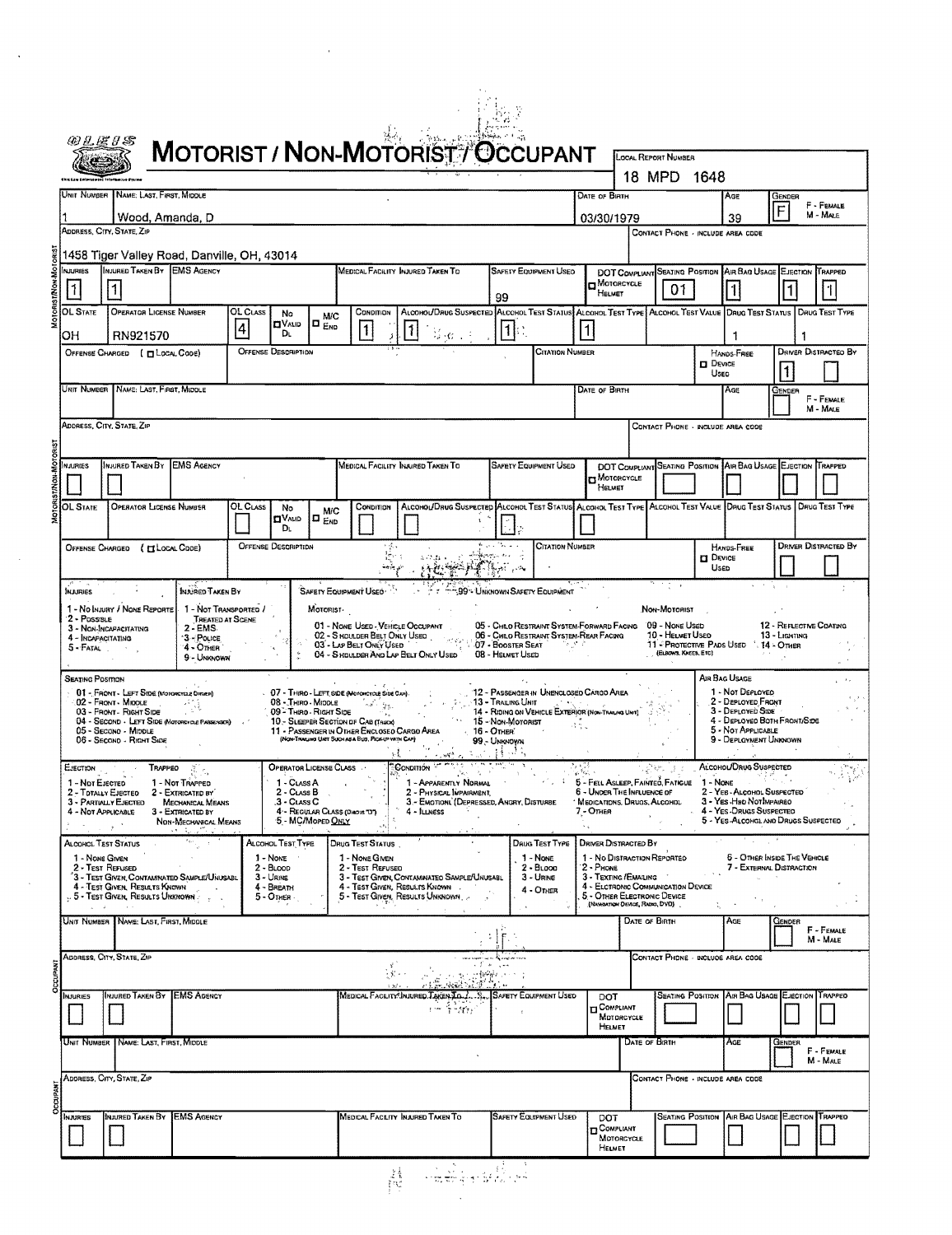# MOTORIST / NON-MOTORIST / OCCUPANT

OLEIS

Local Report Number: 18 MPD 1648

## Motorist/Non-Motorist

| Unit Number | Name: Last, First, Middle | Date of Birth | Age | Gender (F - Female, M - Male) |
|---|---|---|---|---|
| 1 | Wood, Amanda, D | 03/30/1979 | 39 | F |

| Address, City, State, Zip | Contact Phone - Include Area Code |
|---|---|
| 1458 Tiger Valley Road, Danville, OH, 43014 | |

| Injuries | Injured Taken By | EMS Agency | Medical Facility Injured Taken To | Safety Equipment Used | DOT Compliant Motorcycle Helmet | Seating Position | Air Bag Usage | Ejection | Trapped |
|---|---|---|---|---|---|---|---|---|---|
| 1 | 1 | | | 99 | | 01 | 1 | 1 | 1 |

| OL State | Operator License Number | OL Class | No Valid DL | M/C End | Condition | Alcohol/Drug Suspected | Alcohol Test Status | Alcohol Test Type | Alcohol Test Value | Drug Test Status | Drug Test Type |
|---|---|---|---|---|---|---|---|---|---|---|---|
| OH | RN921570 | 4 | | | 1 | 1 | 1 | 1 | | 1 | 1 |

| Offense Charged (Local Code) | Offense Description | Citation Number | Hands-Free Device Used | Driver Distracted By |
|---|---|---|---|---|
| | | | | 1 |

## Motorist/Non-Motorist

| Unit Number | Name: Last, First, Middle | Date of Birth | Age | Gender (F - Female, M - Male) |
|---|---|---|---|---|
| | | | | |

| Address, City, State, Zip | Contact Phone - Include Area Code |
|---|---|
| | |

| Injuries | Injured Taken By | EMS Agency | Medical Facility Injured Taken To | Safety Equipment Used | DOT Compliant Motorcycle Helmet | Seating Position | Air Bag Usage | Ejection | Trapped |
|---|---|---|---|---|---|---|---|---|---|
| | | | | | | | | | |

| OL State | Operator License Number | OL Class | No Valid DL | M/C End | Condition | Alcohol/Drug Suspected | Alcohol Test Status | Alcohol Test Type | Alcohol Test Value | Drug Test Status | Drug Test Type |
|---|---|---|---|---|---|---|---|---|---|---|---|
| | | | | | | | | | | | |

| Offense Charged (Local Code) | Offense Description | Citation Number | Hands-Free Device Used | Driver Distracted By |
|---|---|---|---|---|
| | | | | |

## Codes

**Injuries**
1 - No Injury / None Reported
2 - Possible
3 - Non-Incapacitating
4 - Incapacitating
5 - Fatal

**Injured Taken By**
1 - Not Transported / Treated at Scene
2 - EMS
3 - Police
4 - Other
9 - Unknown

**Safety Equipment Used** (99 - Unknown Safety Equipment)

Motorist:
01 - None Used - Vehicle Occupant
02 - Shoulder Belt Only Used
03 - Lap Belt Only Used
04 - Shoulder And Lap Belt Only Used
05 - Child Restraint System-Forward Facing
06 - Child Restraint System-Rear Facing
07 - Booster Seat
08 - Helmet Used

Non-Motorist:
09 - None Used
10 - Helmet Used
11 - Protective Pads Used (Elbows, Knees, Etc)
12 - Reflective Coating
13 - Lighting
14 - Other

**Seating Position**
01 - Front - Left Side (Motorcycle Driver)
02 - Front - Middle
03 - Front - Right Side
04 - Second - Left Side (Motorcycle Passenger)
05 - Second - Middle
06 - Second - Right Side
07 - Third - Left Side (Motorcycle Side Car)
08 - Third - Middle
09 - Third - Right Side
10 - Sleeper Section of Cab (Truck)
11 - Passenger in Other Enclosed Cargo Area (Non-Trailing Unit Such as a Bus, Pick-up with Cap)
12 - Passenger in Unenclosed Cargo Area
13 - Trailing Unit
14 - Riding on Vehicle Exterior (Non-Trailing Unit)
15 - Non-Motorist
16 - Other
99 - Unknown

**Air Bag Usage**
1 - Not Deployed
2 - Deployed Front
3 - Deployed Side
4 - Deployed Both Front/Side
5 - Not Applicable
9 - Deployment Unknown

**Ejection**
1 - Not Ejected
2 - Totally Ejected
3 - Partially Ejected
4 - Not Applicable

**Trapped**
1 - Not Trapped
2 - Extricated by Mechanical Means
3 - Extricated by Non-Mechanical Means

**Operator License Class**
1 - Class A
2 - Class B
3 - Class C
4 - Regular Class (Ohio is "D")
5 - MC/Moped Only

**Condition**
1 - Apparently Normal
2 - Physical Impairment
3 - Emotional (Depressed, Angry, Disturbed)
4 - Illness
5 - Fell Asleep, Fainted, Fatigue
6 - Under the Influence of Medications, Drugs, Alcohol
7 - Other

**Alcohol/Drug Suspected**
1 - None
2 - Yes - Alcohol Suspected
3 - Yes - HBD Not Impaired
4 - Yes - Drugs Suspected
5 - Yes - Alcohol and Drugs Suspected

**Alcohol Test Status**
1 - None Given
2 - Test Refused
3 - Test Given, Contaminated Sample/Unusable
4 - Test Given, Results Known
5 - Test Given, Results Unknown

**Alcohol Test Type**
1 - None
2 - Blood
3 - Urine
4 - Breath
5 - Other

**Drug Test Status**
1 - None Given
2 - Test Refused
3 - Test Given, Contaminated Sample/Unusable
4 - Test Given, Results Known
5 - Test Given, Results Unknown

**Drug Test Type**
1 - None
2 - Blood
3 - Urine
4 - Other

**Driver Distracted By**
1 - No Distraction Reported
2 - Phone
3 - Texting /Emailing
4 - Electronic Communication Device
5 - Other Electronic Device (Navigation Device, Radio, DVD)
6 - Other Inside the Vehicle
7 - External Distraction

## Occupant

| Unit Number | Name: Last, First, Middle | Date of Birth | Age | Gender (F - Female, M - Male) |
|---|---|---|---|---|
| | | | | |

| Address, City, State, Zip | Contact Phone - Include Area Code |
|---|---|
| | |

| Injuries | Injured Taken By | EMS Agency | Medical Facility Injured Taken To | Safety Equipment Used | DOT Compliant Motorcycle Helmet | Seating Position | Air Bag Usage | Ejection | Trapped |
|---|---|---|---|---|---|---|---|---|---|
| | | | | | | | | | |

## Occupant

| Unit Number | Name: Last, First, Middle | Date of Birth | Age | Gender (F - Female, M - Male) |
|---|---|---|---|---|
| | | | | |

| Address, City, State, Zip | Contact Phone - Include Area Code |
|---|---|
| | |

| Injuries | Injured Taken By | EMS Agency | Medical Facility Injured Taken To | Safety Equipment Used | DOT Compliant Motorcycle Helmet | Seating Position | Air Bag Usage | Ejection | Trapped |
|---|---|---|---|---|---|---|---|---|---|
| | | | | | | | | | |